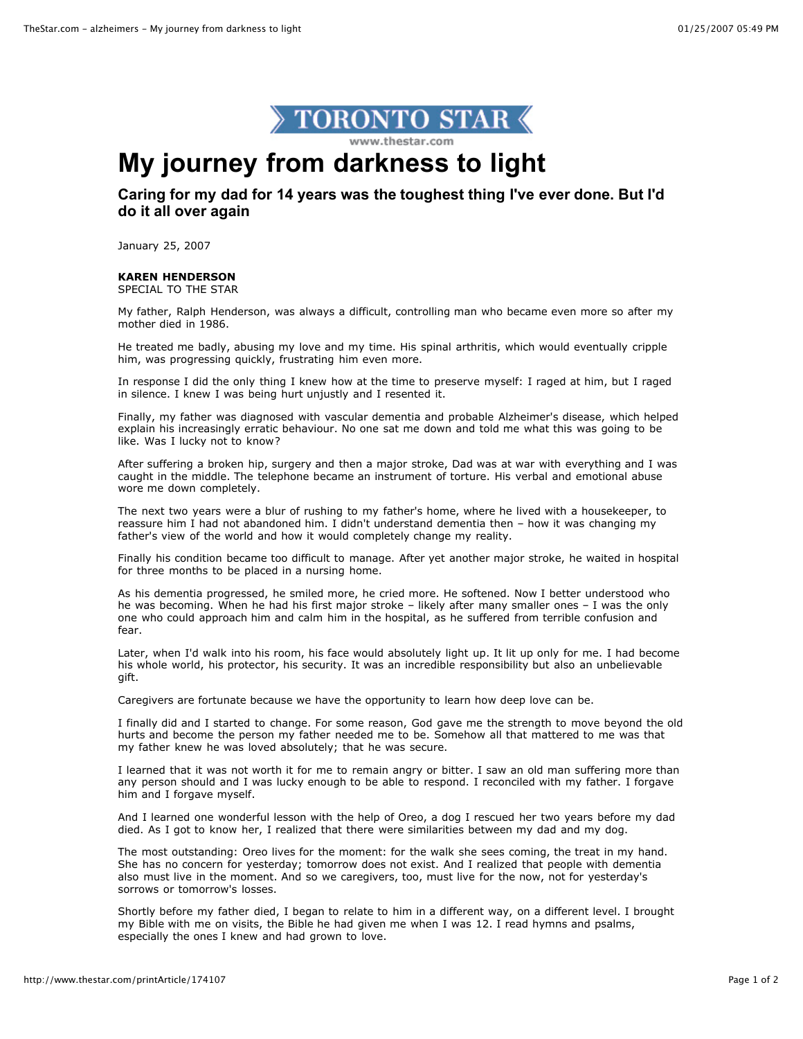TORONTO STAR
www.thestar.com

# My journey from darkness to light

### Caring for my dad for 14 years was the toughest thing I've ever done. But I'd do it all over again

January 25, 2007

**KAREN HENDERSON**
SPECIAL TO THE STAR

My father, Ralph Henderson, was always a difficult, controlling man who became even more so after my mother died in 1986.

He treated me badly, abusing my love and my time. His spinal arthritis, which would eventually cripple him, was progressing quickly, frustrating him even more.

In response I did the only thing I knew how at the time to preserve myself: I raged at him, but I raged in silence. I knew I was being hurt unjustly and I resented it.

Finally, my father was diagnosed with vascular dementia and probable Alzheimer's disease, which helped explain his increasingly erratic behaviour. No one sat me down and told me what this was going to be like. Was I lucky not to know?

After suffering a broken hip, surgery and then a major stroke, Dad was at war with everything and I was caught in the middle. The telephone became an instrument of torture. His verbal and emotional abuse wore me down completely.

The next two years were a blur of rushing to my father's home, where he lived with a housekeeper, to reassure him I had not abandoned him. I didn't understand dementia then – how it was changing my father's view of the world and how it would completely change my reality.

Finally his condition became too difficult to manage. After yet another major stroke, he waited in hospital for three months to be placed in a nursing home.

As his dementia progressed, he smiled more, he cried more. He softened. Now I better understood who he was becoming. When he had his first major stroke – likely after many smaller ones – I was the only one who could approach him and calm him in the hospital, as he suffered from terrible confusion and fear.

Later, when I'd walk into his room, his face would absolutely light up. It lit up only for me. I had become his whole world, his protector, his security. It was an incredible responsibility but also an unbelievable gift.

Caregivers are fortunate because we have the opportunity to learn how deep love can be.

I finally did and I started to change. For some reason, God gave me the strength to move beyond the old hurts and become the person my father needed me to be. Somehow all that mattered to me was that my father knew he was loved absolutely; that he was secure.

I learned that it was not worth it for me to remain angry or bitter. I saw an old man suffering more than any person should and I was lucky enough to be able to respond. I reconciled with my father. I forgave him and I forgave myself.

And I learned one wonderful lesson with the help of Oreo, a dog I rescued her two years before my dad died. As I got to know her, I realized that there were similarities between my dad and my dog.

The most outstanding: Oreo lives for the moment: for the walk she sees coming, the treat in my hand. She has no concern for yesterday; tomorrow does not exist. And I realized that people with dementia also must live in the moment. And so we caregivers, too, must live for the now, not for yesterday's sorrows or tomorrow's losses.

Shortly before my father died, I began to relate to him in a different way, on a different level. I brought my Bible with me on visits, the Bible he had given me when I was 12. I read hymns and psalms, especially the ones I knew and had grown to love.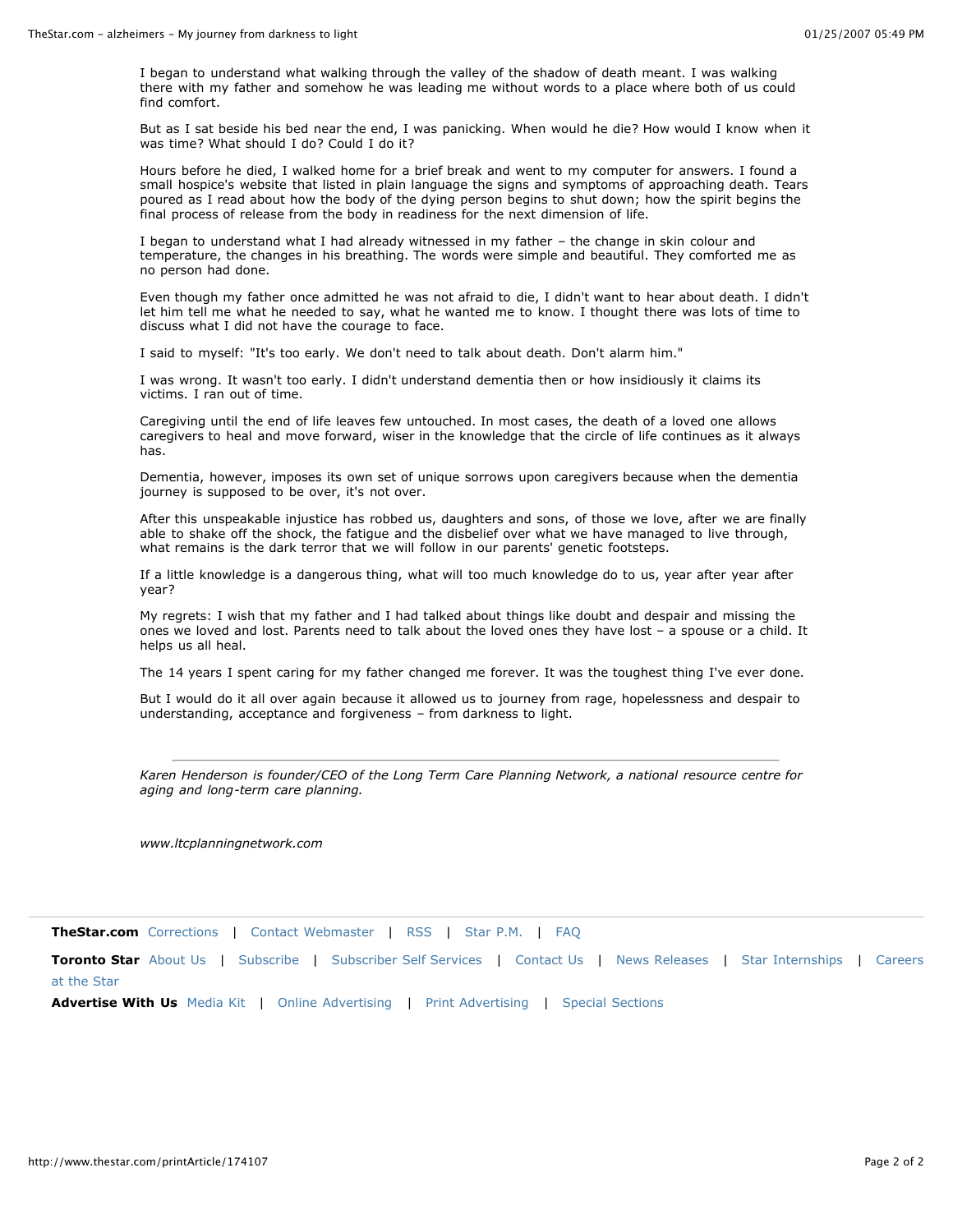I began to understand what walking through the valley of the shadow of death meant. I was walking there with my father and somehow he was leading me without words to a place where both of us could find comfort.

But as I sat beside his bed near the end, I was panicking. When would he die? How would I know when it was time? What should I do? Could I do it?

Hours before he died, I walked home for a brief break and went to my computer for answers. I found a small hospice's website that listed in plain language the signs and symptoms of approaching death. Tears poured as I read about how the body of the dying person begins to shut down; how the spirit begins the final process of release from the body in readiness for the next dimension of life.

I began to understand what I had already witnessed in my father – the change in skin colour and temperature, the changes in his breathing. The words were simple and beautiful. They comforted me as no person had done.

Even though my father once admitted he was not afraid to die, I didn't want to hear about death. I didn't let him tell me what he needed to say, what he wanted me to know. I thought there was lots of time to discuss what I did not have the courage to face.

I said to myself: "It's too early. We don't need to talk about death. Don't alarm him."

I was wrong. It wasn't too early. I didn't understand dementia then or how insidiously it claims its victims. I ran out of time.

Caregiving until the end of life leaves few untouched. In most cases, the death of a loved one allows caregivers to heal and move forward, wiser in the knowledge that the circle of life continues as it always has.

Dementia, however, imposes its own set of unique sorrows upon caregivers because when the dementia journey is supposed to be over, it's not over.

After this unspeakable injustice has robbed us, daughters and sons, of those we love, after we are finally able to shake off the shock, the fatigue and the disbelief over what we have managed to live through, what remains is the dark terror that we will follow in our parents' genetic footsteps.

If a little knowledge is a dangerous thing, what will too much knowledge do to us, year after year after year?

My regrets: I wish that my father and I had talked about things like doubt and despair and missing the ones we loved and lost. Parents need to talk about the loved ones they have lost – a spouse or a child. It helps us all heal.

The 14 years I spent caring for my father changed me forever. It was the toughest thing I've ever done.

But I would do it all over again because it allowed us to journey from rage, hopelessness and despair to understanding, acceptance and forgiveness – from darkness to light.

---

*Karen Henderson is founder/CEO of the Long Term Care Planning Network, a national resource centre for aging and long-term care planning.*

*www.ltcplanningnetwork.com*

**TheStar.com** Corrections | Contact Webmaster | RSS | Star P.M. | FAQ

**Toronto Star** About Us | Subscribe | Subscriber Self Services | Contact Us | News Releases | Star Internships | Careers at the Star

**Advertise With Us** Media Kit | Online Advertising | Print Advertising | Special Sections